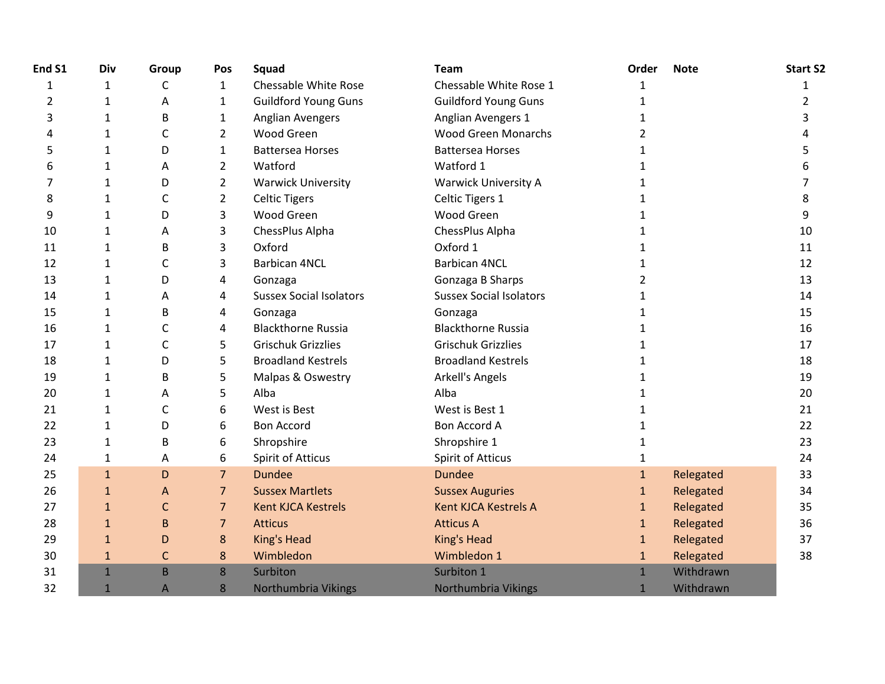| End S1 | Div | Group | Pos | Squad | Team | Order | Note | Start S2 |
|---|---|---|---|---|---|---|---|---|
| 1 | 1 | C | 1 | Chessable White Rose | Chessable White Rose 1 | 1 | | 1 |
| 2 | 1 | A | 1 | Guildford Young Guns | Guildford Young Guns | 1 | | 2 |
| 3 | 1 | B | 1 | Anglian Avengers | Anglian Avengers 1 | 1 | | 3 |
| 4 | 1 | C | 2 | Wood Green | Wood Green Monarchs | 2 | | 4 |
| 5 | 1 | D | 1 | Battersea Horses | Battersea Horses | 1 | | 5 |
| 6 | 1 | A | 2 | Watford | Watford 1 | 1 | | 6 |
| 7 | 1 | D | 2 | Warwick University | Warwick University A | 1 | | 7 |
| 8 | 1 | C | 2 | Celtic Tigers | Celtic Tigers 1 | 1 | | 8 |
| 9 | 1 | D | 3 | Wood Green | Wood Green | 1 | | 9 |
| 10 | 1 | A | 3 | ChessPlus Alpha | ChessPlus Alpha | 1 | | 10 |
| 11 | 1 | B | 3 | Oxford | Oxford 1 | 1 | | 11 |
| 12 | 1 | C | 3 | Barbican 4NCL | Barbican 4NCL | 1 | | 12 |
| 13 | 1 | D | 4 | Gonzaga | Gonzaga B Sharps | 2 | | 13 |
| 14 | 1 | A | 4 | Sussex Social Isolators | Sussex Social Isolators | 1 | | 14 |
| 15 | 1 | B | 4 | Gonzaga | Gonzaga | 1 | | 15 |
| 16 | 1 | C | 4 | Blackthorne Russia | Blackthorne Russia | 1 | | 16 |
| 17 | 1 | C | 5 | Grischuk Grizzlies | Grischuk Grizzlies | 1 | | 17 |
| 18 | 1 | D | 5 | Broadland Kestrels | Broadland Kestrels | 1 | | 18 |
| 19 | 1 | B | 5 | Malpas & Oswestry | Arkell's Angels | 1 | | 19 |
| 20 | 1 | A | 5 | Alba | Alba | 1 | | 20 |
| 21 | 1 | C | 6 | West is Best | West is Best 1 | 1 | | 21 |
| 22 | 1 | D | 6 | Bon Accord | Bon Accord A | 1 | | 22 |
| 23 | 1 | B | 6 | Shropshire | Shropshire 1 | 1 | | 23 |
| 24 | 1 | A | 6 | Spirit of Atticus | Spirit of Atticus | 1 | | 24 |
| 25 | 1 | D | 7 | Dundee | Dundee | 1 | Relegated | 33 |
| 26 | 1 | A | 7 | Sussex Martlets | Sussex Auguries | 1 | Relegated | 34 |
| 27 | 1 | C | 7 | Kent KJCA Kestrels | Kent KJCA Kestrels A | 1 | Relegated | 35 |
| 28 | 1 | B | 7 | Atticus | Atticus A | 1 | Relegated | 36 |
| 29 | 1 | D | 8 | King's Head | King's Head | 1 | Relegated | 37 |
| 30 | 1 | C | 8 | Wimbledon | Wimbledon 1 | 1 | Relegated | 38 |
| 31 | 1 | B | 8 | Surbiton | Surbiton 1 | 1 | Withdrawn | |
| 32 | 1 | A | 8 | Northumbria Vikings | Northumbria Vikings | 1 | Withdrawn | |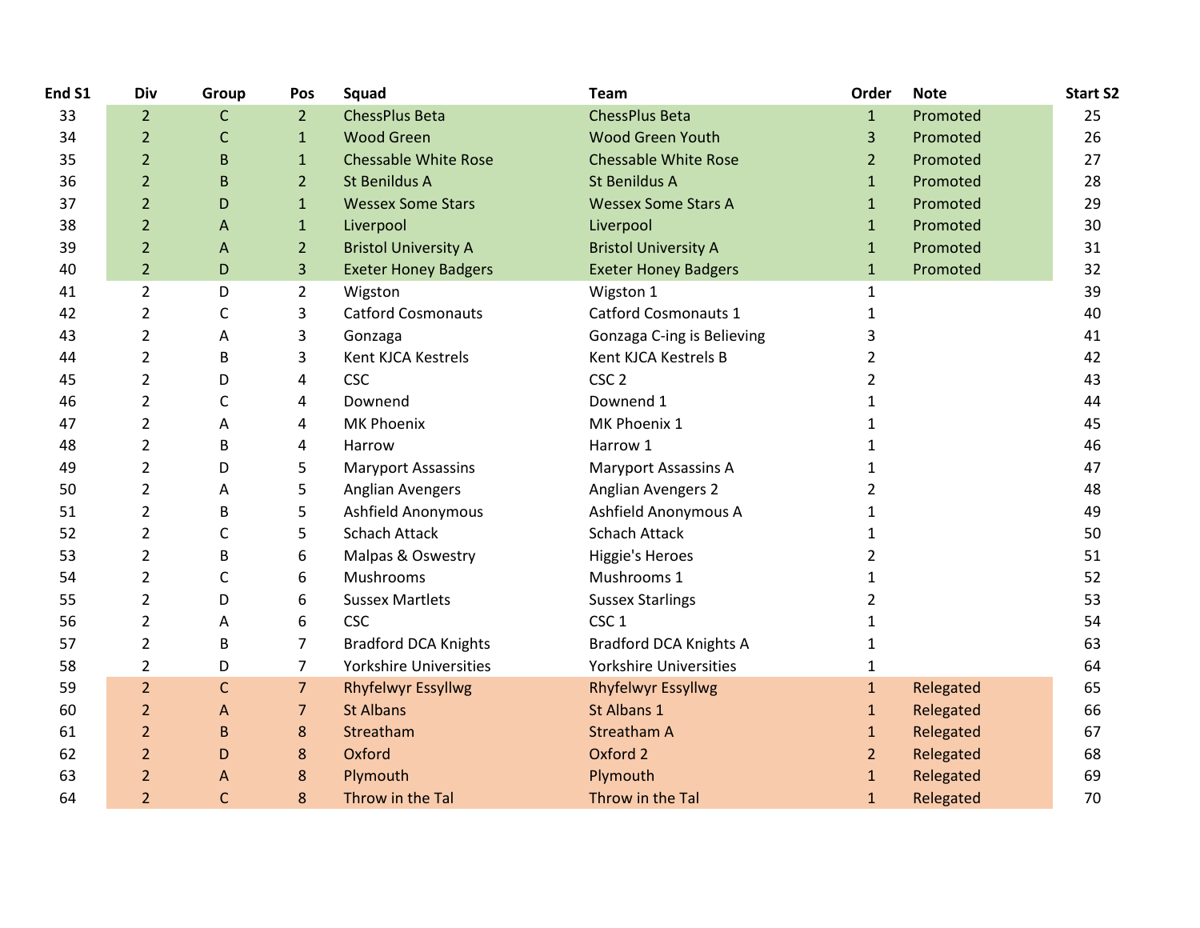| End S1 | Div | Group | Pos | Squad | Team | Order | Note | Start S2 |
|---|---|---|---|---|---|---|---|---|
| 33 | 2 | C | 2 | ChessPlus Beta | ChessPlus Beta | 1 | Promoted | 25 |
| 34 | 2 | C | 1 | Wood Green | Wood Green Youth | 3 | Promoted | 26 |
| 35 | 2 | B | 1 | Chessable White Rose | Chessable White Rose | 2 | Promoted | 27 |
| 36 | 2 | B | 2 | St Benildus A | St Benildus A | 1 | Promoted | 28 |
| 37 | 2 | D | 1 | Wessex Some Stars | Wessex Some Stars A | 1 | Promoted | 29 |
| 38 | 2 | A | 1 | Liverpool | Liverpool | 1 | Promoted | 30 |
| 39 | 2 | A | 2 | Bristol University A | Bristol University A | 1 | Promoted | 31 |
| 40 | 2 | D | 3 | Exeter Honey Badgers | Exeter Honey Badgers | 1 | Promoted | 32 |
| 41 | 2 | D | 2 | Wigston | Wigston 1 | 1 | | 39 |
| 42 | 2 | C | 3 | Catford Cosmonauts | Catford Cosmonauts 1 | 1 | | 40 |
| 43 | 2 | A | 3 | Gonzaga | Gonzaga C-ing is Believing | 3 | | 41 |
| 44 | 2 | B | 3 | Kent KJCA Kestrels | Kent KJCA Kestrels B | 2 | | 42 |
| 45 | 2 | D | 4 | CSC | CSC 2 | 2 | | 43 |
| 46 | 2 | C | 4 | Downend | Downend 1 | 1 | | 44 |
| 47 | 2 | A | 4 | MK Phoenix | MK Phoenix 1 | 1 | | 45 |
| 48 | 2 | B | 4 | Harrow | Harrow 1 | 1 | | 46 |
| 49 | 2 | D | 5 | Maryport Assassins | Maryport Assassins A | 1 | | 47 |
| 50 | 2 | A | 5 | Anglian Avengers | Anglian Avengers 2 | 2 | | 48 |
| 51 | 2 | B | 5 | Ashfield Anonymous | Ashfield Anonymous A | 1 | | 49 |
| 52 | 2 | C | 5 | Schach Attack | Schach Attack | 1 | | 50 |
| 53 | 2 | B | 6 | Malpas & Oswestry | Higgie's Heroes | 2 | | 51 |
| 54 | 2 | C | 6 | Mushrooms | Mushrooms 1 | 1 | | 52 |
| 55 | 2 | D | 6 | Sussex Martlets | Sussex Starlings | 2 | | 53 |
| 56 | 2 | A | 6 | CSC | CSC 1 | 1 | | 54 |
| 57 | 2 | B | 7 | Bradford DCA Knights | Bradford DCA Knights A | 1 | | 63 |
| 58 | 2 | D | 7 | Yorkshire Universities | Yorkshire Universities | 1 | | 64 |
| 59 | 2 | C | 7 | Rhyfelwyr Essyllwg | Rhyfelwyr Essyllwg | 1 | Relegated | 65 |
| 60 | 2 | A | 7 | St Albans | St Albans 1 | 1 | Relegated | 66 |
| 61 | 2 | B | 8 | Streatham | Streatham A | 1 | Relegated | 67 |
| 62 | 2 | D | 8 | Oxford | Oxford 2 | 2 | Relegated | 68 |
| 63 | 2 | A | 8 | Plymouth | Plymouth | 1 | Relegated | 69 |
| 64 | 2 | C | 8 | Throw in the Tal | Throw in the Tal | 1 | Relegated | 70 |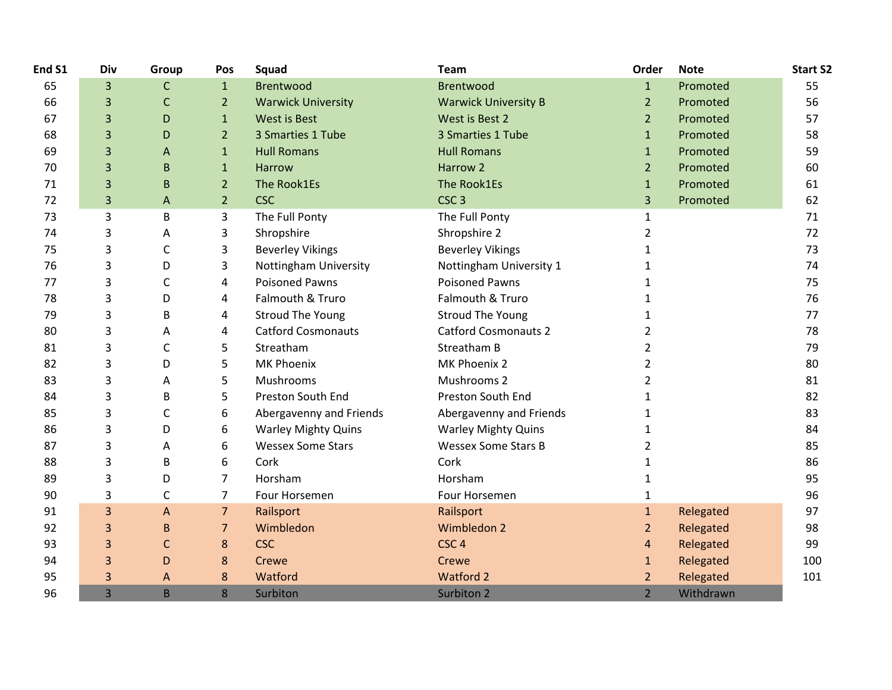| End S1 | Div | Group | Pos | Squad | Team | Order | Note | Start S2 |
|---|---|---|---|---|---|---|---|---|
| 65 | 3 | C | 1 | Brentwood | Brentwood | 1 | Promoted | 55 |
| 66 | 3 | C | 2 | Warwick University | Warwick University B | 2 | Promoted | 56 |
| 67 | 3 | D | 1 | West is Best | West is Best 2 | 2 | Promoted | 57 |
| 68 | 3 | D | 2 | 3 Smarties 1 Tube | 3 Smarties 1 Tube | 1 | Promoted | 58 |
| 69 | 3 | A | 1 | Hull Romans | Hull Romans | 1 | Promoted | 59 |
| 70 | 3 | B | 1 | Harrow | Harrow 2 | 2 | Promoted | 60 |
| 71 | 3 | B | 2 | The Rook1Es | The Rook1Es | 1 | Promoted | 61 |
| 72 | 3 | A | 2 | CSC | CSC 3 | 3 | Promoted | 62 |
| 73 | 3 | B | 3 | The Full Ponty | The Full Ponty | 1 | | 71 |
| 74 | 3 | A | 3 | Shropshire | Shropshire 2 | 2 | | 72 |
| 75 | 3 | C | 3 | Beverley Vikings | Beverley Vikings | 1 | | 73 |
| 76 | 3 | D | 3 | Nottingham University | Nottingham University 1 | 1 | | 74 |
| 77 | 3 | C | 4 | Poisoned Pawns | Poisoned Pawns | 1 | | 75 |
| 78 | 3 | D | 4 | Falmouth & Truro | Falmouth & Truro | 1 | | 76 |
| 79 | 3 | B | 4 | Stroud The Young | Stroud The Young | 1 | | 77 |
| 80 | 3 | A | 4 | Catford Cosmonauts | Catford Cosmonauts 2 | 2 | | 78 |
| 81 | 3 | C | 5 | Streatham | Streatham B | 2 | | 79 |
| 82 | 3 | D | 5 | MK Phoenix | MK Phoenix 2 | 2 | | 80 |
| 83 | 3 | A | 5 | Mushrooms | Mushrooms 2 | 2 | | 81 |
| 84 | 3 | B | 5 | Preston South End | Preston South End | 1 | | 82 |
| 85 | 3 | C | 6 | Abergavenny and Friends | Abergavenny and Friends | 1 | | 83 |
| 86 | 3 | D | 6 | Warley Mighty Quins | Warley Mighty Quins | 1 | | 84 |
| 87 | 3 | A | 6 | Wessex Some Stars | Wessex Some Stars B | 2 | | 85 |
| 88 | 3 | B | 6 | Cork | Cork | 1 | | 86 |
| 89 | 3 | D | 7 | Horsham | Horsham | 1 | | 95 |
| 90 | 3 | C | 7 | Four Horsemen | Four Horsemen | 1 | | 96 |
| 91 | 3 | A | 7 | Railsport | Railsport | 1 | Relegated | 97 |
| 92 | 3 | B | 7 | Wimbledon | Wimbledon 2 | 2 | Relegated | 98 |
| 93 | 3 | C | 8 | CSC | CSC 4 | 4 | Relegated | 99 |
| 94 | 3 | D | 8 | Crewe | Crewe | 1 | Relegated | 100 |
| 95 | 3 | A | 8 | Watford | Watford 2 | 2 | Relegated | 101 |
| 96 | 3 | B | 8 | Surbiton | Surbiton 2 | 2 | Withdrawn | |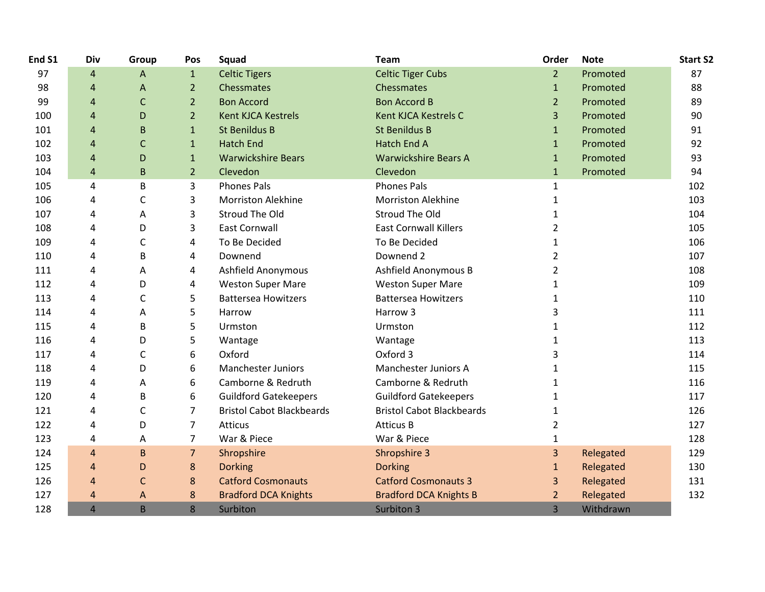| End S1 | Div | Group | Pos | Squad | Team | Order | Note | Start S2 |
|---|---|---|---|---|---|---|---|---|
| 97 | 4 | A | 1 | Celtic Tigers | Celtic Tiger Cubs | 2 | Promoted | 87 |
| 98 | 4 | A | 2 | Chessmates | Chessmates | 1 | Promoted | 88 |
| 99 | 4 | C | 2 | Bon Accord | Bon Accord B | 2 | Promoted | 89 |
| 100 | 4 | D | 2 | Kent KJCA Kestrels | Kent KJCA Kestrels C | 3 | Promoted | 90 |
| 101 | 4 | B | 1 | St Benildus B | St Benildus B | 1 | Promoted | 91 |
| 102 | 4 | C | 1 | Hatch End | Hatch End A | 1 | Promoted | 92 |
| 103 | 4 | D | 1 | Warwickshire Bears | Warwickshire Bears A | 1 | Promoted | 93 |
| 104 | 4 | B | 2 | Clevedon | Clevedon | 1 | Promoted | 94 |
| 105 | 4 | B | 3 | Phones Pals | Phones Pals | 1 | | 102 |
| 106 | 4 | C | 3 | Morriston Alekhine | Morriston Alekhine | 1 | | 103 |
| 107 | 4 | A | 3 | Stroud The Old | Stroud The Old | 1 | | 104 |
| 108 | 4 | D | 3 | East Cornwall | East Cornwall Killers | 2 | | 105 |
| 109 | 4 | C | 4 | To Be Decided | To Be Decided | 1 | | 106 |
| 110 | 4 | B | 4 | Downend | Downend 2 | 2 | | 107 |
| 111 | 4 | A | 4 | Ashfield Anonymous | Ashfield Anonymous B | 2 | | 108 |
| 112 | 4 | D | 4 | Weston Super Mare | Weston Super Mare | 1 | | 109 |
| 113 | 4 | C | 5 | Battersea Howitzers | Battersea Howitzers | 1 | | 110 |
| 114 | 4 | A | 5 | Harrow | Harrow 3 | 3 | | 111 |
| 115 | 4 | B | 5 | Urmston | Urmston | 1 | | 112 |
| 116 | 4 | D | 5 | Wantage | Wantage | 1 | | 113 |
| 117 | 4 | C | 6 | Oxford | Oxford 3 | 3 | | 114 |
| 118 | 4 | D | 6 | Manchester Juniors | Manchester Juniors A | 1 | | 115 |
| 119 | 4 | A | 6 | Camborne & Redruth | Camborne & Redruth | 1 | | 116 |
| 120 | 4 | B | 6 | Guildford Gatekeepers | Guildford Gatekeepers | 1 | | 117 |
| 121 | 4 | C | 7 | Bristol Cabot Blackbeards | Bristol Cabot Blackbeards | 1 | | 126 |
| 122 | 4 | D | 7 | Atticus | Atticus B | 2 | | 127 |
| 123 | 4 | A | 7 | War & Piece | War & Piece | 1 | | 128 |
| 124 | 4 | B | 7 | Shropshire | Shropshire 3 | 3 | Relegated | 129 |
| 125 | 4 | D | 8 | Dorking | Dorking | 1 | Relegated | 130 |
| 126 | 4 | C | 8 | Catford Cosmonauts | Catford Cosmonauts 3 | 3 | Relegated | 131 |
| 127 | 4 | A | 8 | Bradford DCA Knights | Bradford DCA Knights B | 2 | Relegated | 132 |
| 128 | 4 | B | 8 | Surbiton | Surbiton 3 | 3 | Withdrawn | |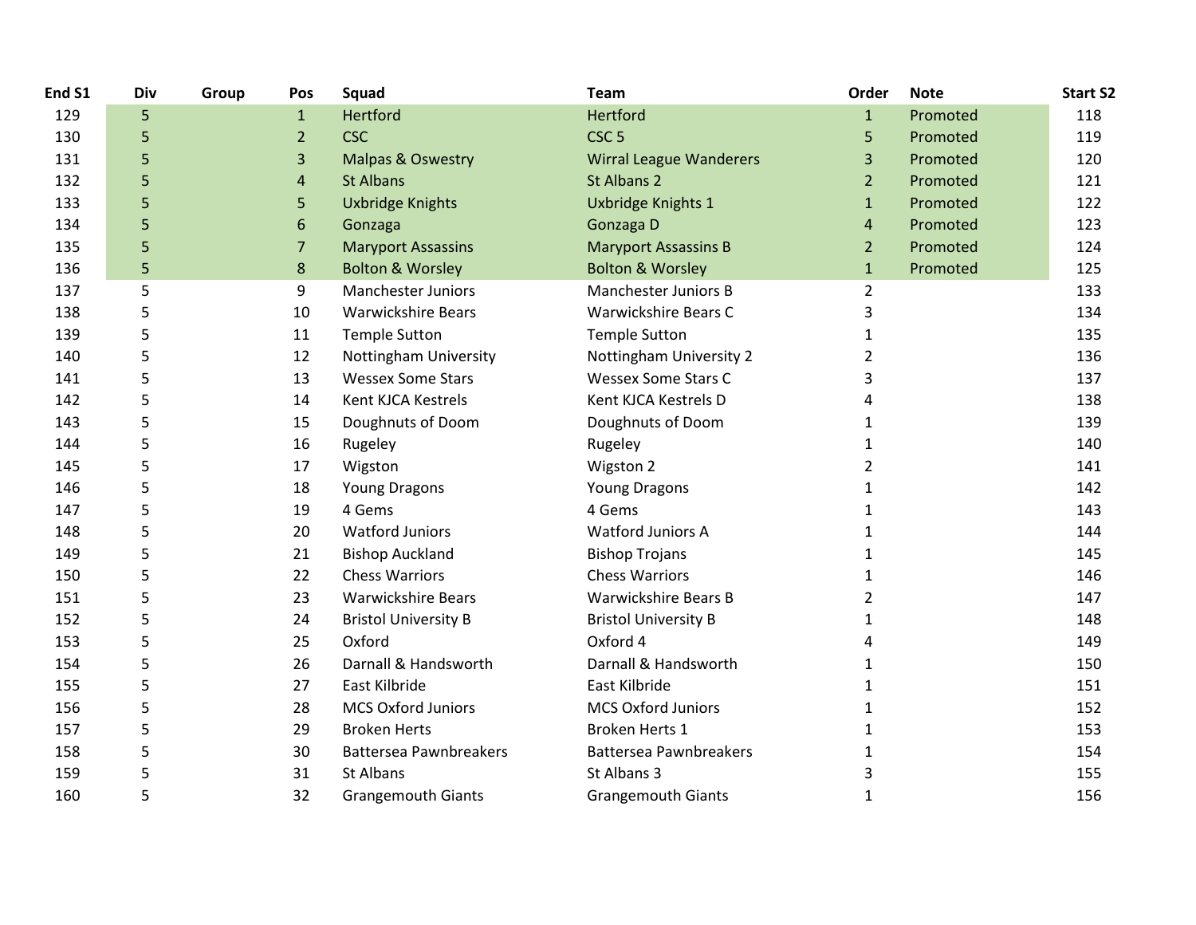| End S1 | Div | Group | Pos | Squad | Team | Order | Note | Start S2 |
|---|---|---|---|---|---|---|---|---|
| 129 | 5 | | 1 | Hertford | Hertford | 1 | Promoted | 118 |
| 130 | 5 | | 2 | CSC | CSC 5 | 5 | Promoted | 119 |
| 131 | 5 | | 3 | Malpas & Oswestry | Wirral League Wanderers | 3 | Promoted | 120 |
| 132 | 5 | | 4 | St Albans | St Albans 2 | 2 | Promoted | 121 |
| 133 | 5 | | 5 | Uxbridge Knights | Uxbridge Knights 1 | 1 | Promoted | 122 |
| 134 | 5 | | 6 | Gonzaga | Gonzaga D | 4 | Promoted | 123 |
| 135 | 5 | | 7 | Maryport Assassins | Maryport Assassins B | 2 | Promoted | 124 |
| 136 | 5 | | 8 | Bolton & Worsley | Bolton & Worsley | 1 | Promoted | 125 |
| 137 | 5 | | 9 | Manchester Juniors | Manchester Juniors B | 2 | | 133 |
| 138 | 5 | | 10 | Warwickshire Bears | Warwickshire Bears C | 3 | | 134 |
| 139 | 5 | | 11 | Temple Sutton | Temple Sutton | 1 | | 135 |
| 140 | 5 | | 12 | Nottingham University | Nottingham University 2 | 2 | | 136 |
| 141 | 5 | | 13 | Wessex Some Stars | Wessex Some Stars C | 3 | | 137 |
| 142 | 5 | | 14 | Kent KJCA Kestrels | Kent KJCA Kestrels D | 4 | | 138 |
| 143 | 5 | | 15 | Doughnuts of Doom | Doughnuts of Doom | 1 | | 139 |
| 144 | 5 | | 16 | Rugeley | Rugeley | 1 | | 140 |
| 145 | 5 | | 17 | Wigston | Wigston 2 | 2 | | 141 |
| 146 | 5 | | 18 | Young Dragons | Young Dragons | 1 | | 142 |
| 147 | 5 | | 19 | 4 Gems | 4 Gems | 1 | | 143 |
| 148 | 5 | | 20 | Watford Juniors | Watford Juniors A | 1 | | 144 |
| 149 | 5 | | 21 | Bishop Auckland | Bishop Trojans | 1 | | 145 |
| 150 | 5 | | 22 | Chess Warriors | Chess Warriors | 1 | | 146 |
| 151 | 5 | | 23 | Warwickshire Bears | Warwickshire Bears B | 2 | | 147 |
| 152 | 5 | | 24 | Bristol University B | Bristol University B | 1 | | 148 |
| 153 | 5 | | 25 | Oxford | Oxford 4 | 4 | | 149 |
| 154 | 5 | | 26 | Darnall & Handsworth | Darnall & Handsworth | 1 | | 150 |
| 155 | 5 | | 27 | East Kilbride | East Kilbride | 1 | | 151 |
| 156 | 5 | | 28 | MCS Oxford Juniors | MCS Oxford Juniors | 1 | | 152 |
| 157 | 5 | | 29 | Broken Herts | Broken Herts 1 | 1 | | 153 |
| 158 | 5 | | 30 | Battersea Pawnbreakers | Battersea Pawnbreakers | 1 | | 154 |
| 159 | 5 | | 31 | St Albans | St Albans 3 | 3 | | 155 |
| 160 | 5 | | 32 | Grangemouth Giants | Grangemouth Giants | 1 | | 156 |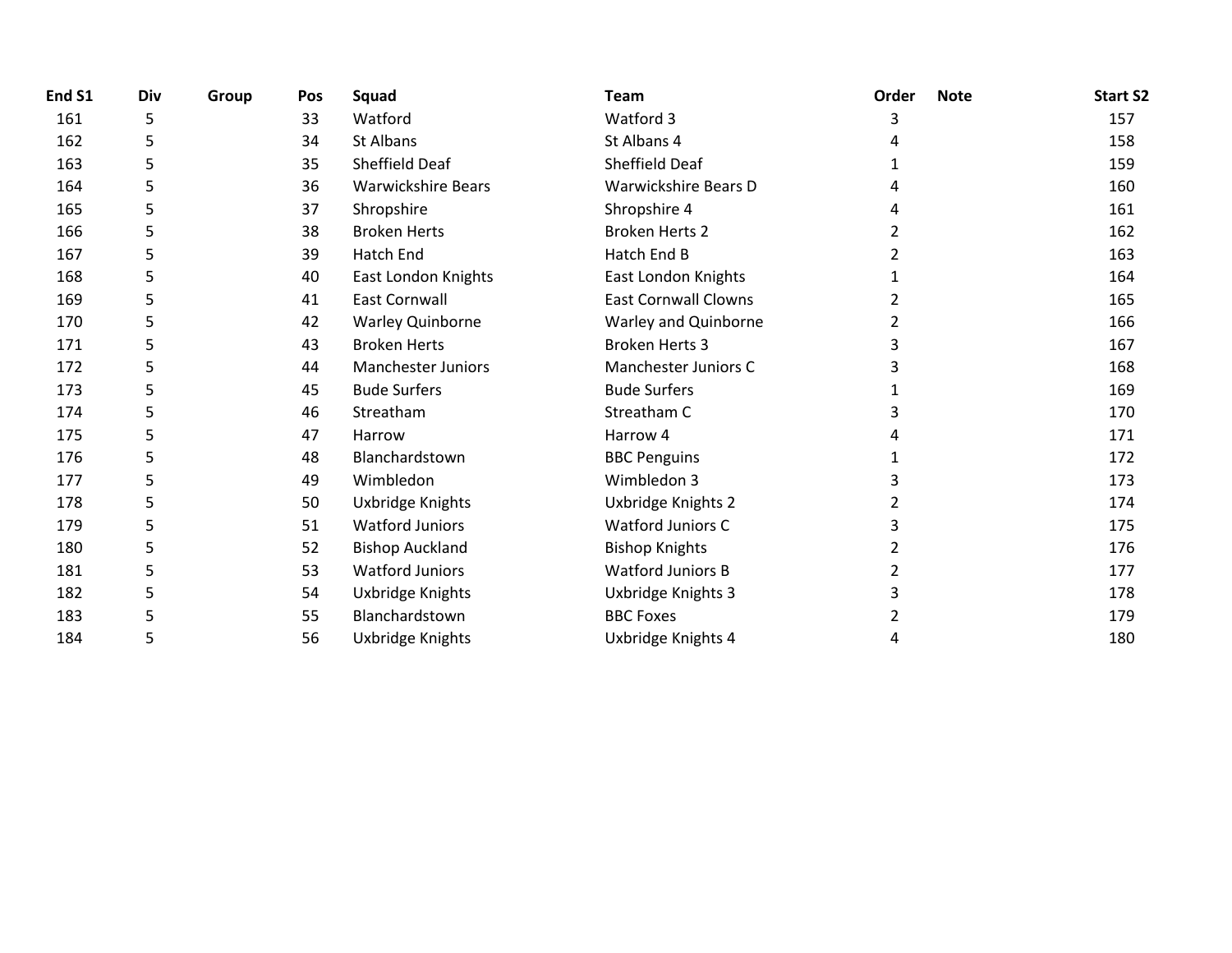| End S1 | Div | Group | Pos | Squad | Team | Order | Note | Start S2 |
|---|---|---|---|---|---|---|---|---|
| 161 | 5 | | 33 | Watford | Watford 3 | 3 | | 157 |
| 162 | 5 | | 34 | St Albans | St Albans 4 | 4 | | 158 |
| 163 | 5 | | 35 | Sheffield Deaf | Sheffield Deaf | 1 | | 159 |
| 164 | 5 | | 36 | Warwickshire Bears | Warwickshire Bears D | 4 | | 160 |
| 165 | 5 | | 37 | Shropshire | Shropshire 4 | 4 | | 161 |
| 166 | 5 | | 38 | Broken Herts | Broken Herts 2 | 2 | | 162 |
| 167 | 5 | | 39 | Hatch End | Hatch End B | 2 | | 163 |
| 168 | 5 | | 40 | East London Knights | East London Knights | 1 | | 164 |
| 169 | 5 | | 41 | East Cornwall | East Cornwall Clowns | 2 | | 165 |
| 170 | 5 | | 42 | Warley Quinborne | Warley and Quinborne | 2 | | 166 |
| 171 | 5 | | 43 | Broken Herts | Broken Herts 3 | 3 | | 167 |
| 172 | 5 | | 44 | Manchester Juniors | Manchester Juniors C | 3 | | 168 |
| 173 | 5 | | 45 | Bude Surfers | Bude Surfers | 1 | | 169 |
| 174 | 5 | | 46 | Streatham | Streatham C | 3 | | 170 |
| 175 | 5 | | 47 | Harrow | Harrow 4 | 4 | | 171 |
| 176 | 5 | | 48 | Blanchardstown | BBC Penguins | 1 | | 172 |
| 177 | 5 | | 49 | Wimbledon | Wimbledon 3 | 3 | | 173 |
| 178 | 5 | | 50 | Uxbridge Knights | Uxbridge Knights 2 | 2 | | 174 |
| 179 | 5 | | 51 | Watford Juniors | Watford Juniors C | 3 | | 175 |
| 180 | 5 | | 52 | Bishop Auckland | Bishop Knights | 2 | | 176 |
| 181 | 5 | | 53 | Watford Juniors | Watford Juniors B | 2 | | 177 |
| 182 | 5 | | 54 | Uxbridge Knights | Uxbridge Knights 3 | 3 | | 178 |
| 183 | 5 | | 55 | Blanchardstown | BBC Foxes | 2 | | 179 |
| 184 | 5 | | 56 | Uxbridge Knights | Uxbridge Knights 4 | 4 | | 180 |